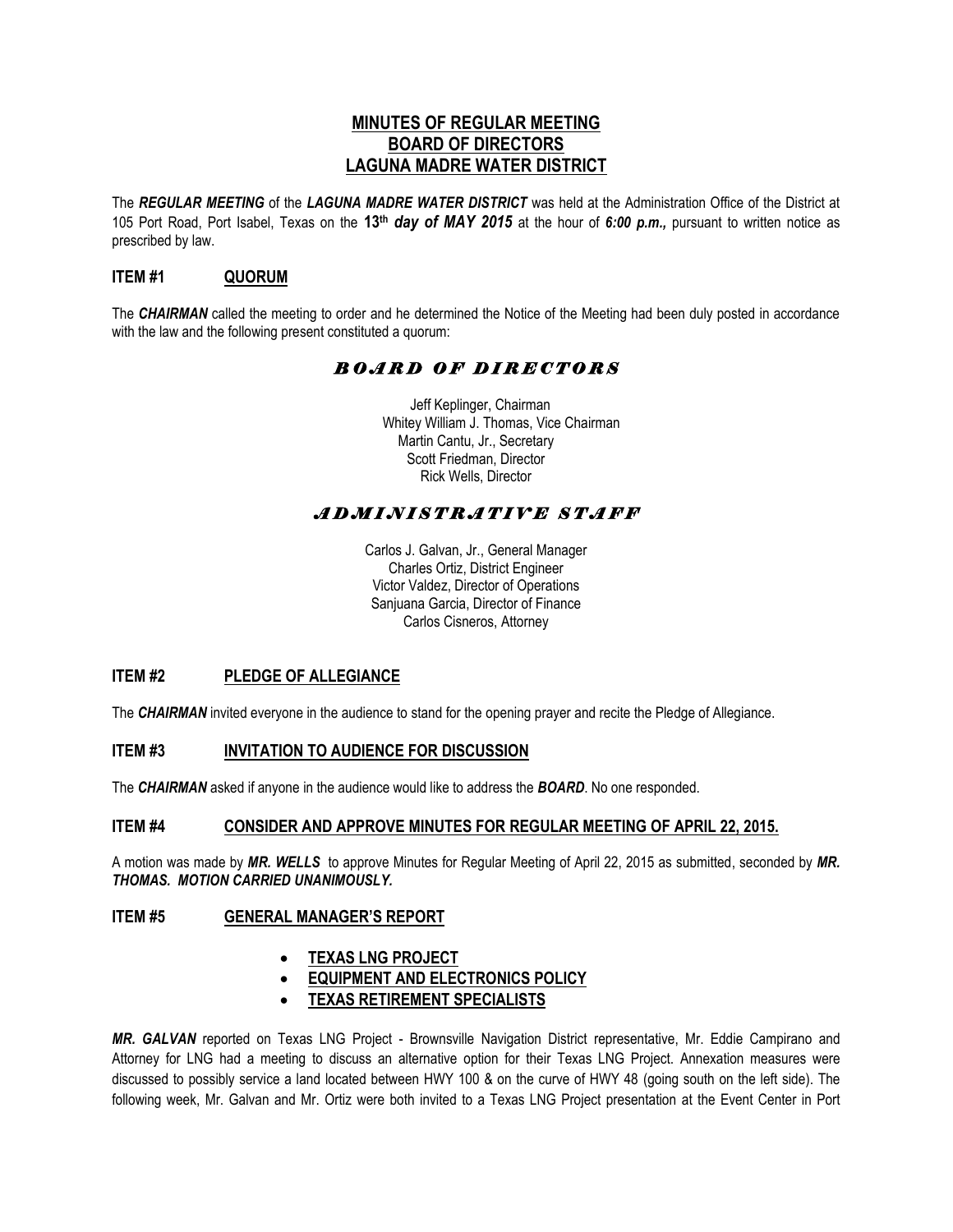# MINUTES OF REGULAR MEETING
# BOARD OF DIRECTORS
# LAGUNA MADRE WATER DISTRICT

The ***REGULAR MEETING*** of the ***LAGUNA MADRE WATER DISTRICT*** was held at the Administration Office of the District at 105 Port Road, Port Isabel, Texas on the **13th** ***day of MAY 2015*** at the hour of ***6:00 p.m.,*** pursuant to written notice as prescribed by law.

## ITEM #1 QUORUM

The ***CHAIRMAN*** called the meeting to order and he determined the Notice of the Meeting had been duly posted in accordance with the law and the following present constituted a quorum:

### *BOARD OF DIRECTORS*

Jeff Keplinger, Chairman
Whitey William J. Thomas, Vice Chairman
Martin Cantu, Jr., Secretary
Scott Friedman, Director
Rick Wells, Director

### *ADMINISTRATIVE STAFF*

Carlos J. Galvan, Jr., General Manager
Charles Ortiz, District Engineer
Victor Valdez, Director of Operations
Sanjuana Garcia, Director of Finance
Carlos Cisneros, Attorney

## ITEM #2 PLEDGE OF ALLEGIANCE

The ***CHAIRMAN*** invited everyone in the audience to stand for the opening prayer and recite the Pledge of Allegiance.

## ITEM #3 INVITATION TO AUDIENCE FOR DISCUSSION

The ***CHAIRMAN*** asked if anyone in the audience would like to address the ***BOARD***. No one responded.

## ITEM #4 CONSIDER AND APPROVE MINUTES FOR REGULAR MEETING OF APRIL 22, 2015.

A motion was made by ***MR. WELLS*** to approve Minutes for Regular Meeting of April 22, 2015 as submitted, seconded by ***MR. THOMAS. MOTION CARRIED UNANIMOUSLY.***

## ITEM #5 GENERAL MANAGER'S REPORT

- **TEXAS LNG PROJECT**
- **EQUIPMENT AND ELECTRONICS POLICY**
- **TEXAS RETIREMENT SPECIALISTS**

***MR. GALVAN*** reported on Texas LNG Project - Brownsville Navigation District representative, Mr. Eddie Campirano and Attorney for LNG had a meeting to discuss an alternative option for their Texas LNG Project. Annexation measures were discussed to possibly service a land located between HWY 100 & on the curve of HWY 48 (going south on the left side). The following week, Mr. Galvan and Mr. Ortiz were both invited to a Texas LNG Project presentation at the Event Center in Port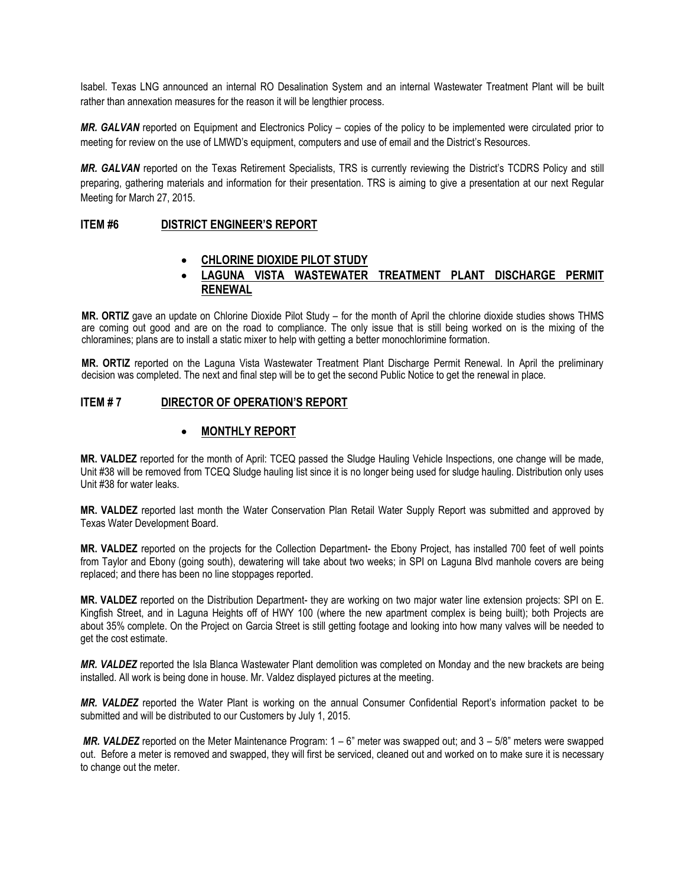Isabel. Texas LNG announced an internal RO Desalination System and an internal Wastewater Treatment Plant will be built rather than annexation measures for the reason it will be lengthier process.

***MR. GALVAN*** reported on Equipment and Electronics Policy – copies of the policy to be implemented were circulated prior to meeting for review on the use of LMWD's equipment, computers and use of email and the District's Resources.

***MR. GALVAN*** reported on the Texas Retirement Specialists, TRS is currently reviewing the District's TCDRS Policy and still preparing, gathering materials and information for their presentation. TRS is aiming to give a presentation at our next Regular Meeting for March 27, 2015.

## ITEM #6 DISTRICT ENGINEER'S REPORT

- **CHLORINE DIOXIDE PILOT STUDY**
- **LAGUNA VISTA WASTEWATER TREATMENT PLANT DISCHARGE PERMIT RENEWAL**

**MR. ORTIZ** gave an update on Chlorine Dioxide Pilot Study – for the month of April the chlorine dioxide studies shows THMS are coming out good and are on the road to compliance. The only issue that is still being worked on is the mixing of the chloramines; plans are to install a static mixer to help with getting a better monochlorimine formation.

**MR. ORTIZ** reported on the Laguna Vista Wastewater Treatment Plant Discharge Permit Renewal. In April the preliminary decision was completed. The next and final step will be to get the second Public Notice to get the renewal in place.

## ITEM # 7 DIRECTOR OF OPERATION'S REPORT

- **MONTHLY REPORT**

**MR. VALDEZ** reported for the month of April: TCEQ passed the Sludge Hauling Vehicle Inspections, one change will be made, Unit #38 will be removed from TCEQ Sludge hauling list since it is no longer being used for sludge hauling. Distribution only uses Unit #38 for water leaks.

**MR. VALDEZ** reported last month the Water Conservation Plan Retail Water Supply Report was submitted and approved by Texas Water Development Board.

**MR. VALDEZ** reported on the projects for the Collection Department- the Ebony Project, has installed 700 feet of well points from Taylor and Ebony (going south), dewatering will take about two weeks; in SPI on Laguna Blvd manhole covers are being replaced; and there has been no line stoppages reported.

**MR. VALDEZ** reported on the Distribution Department- they are working on two major water line extension projects: SPI on E. Kingfish Street, and in Laguna Heights off of HWY 100 (where the new apartment complex is being built); both Projects are about 35% complete. On the Project on Garcia Street is still getting footage and looking into how many valves will be needed to get the cost estimate.

***MR. VALDEZ*** reported the Isla Blanca Wastewater Plant demolition was completed on Monday and the new brackets are being installed. All work is being done in house. Mr. Valdez displayed pictures at the meeting.

***MR. VALDEZ*** reported the Water Plant is working on the annual Consumer Confidential Report's information packet to be submitted and will be distributed to our Customers by July 1, 2015.

***MR. VALDEZ*** reported on the Meter Maintenance Program: 1 – 6" meter was swapped out; and 3 – 5/8" meters were swapped out. Before a meter is removed and swapped, they will first be serviced, cleaned out and worked on to make sure it is necessary to change out the meter.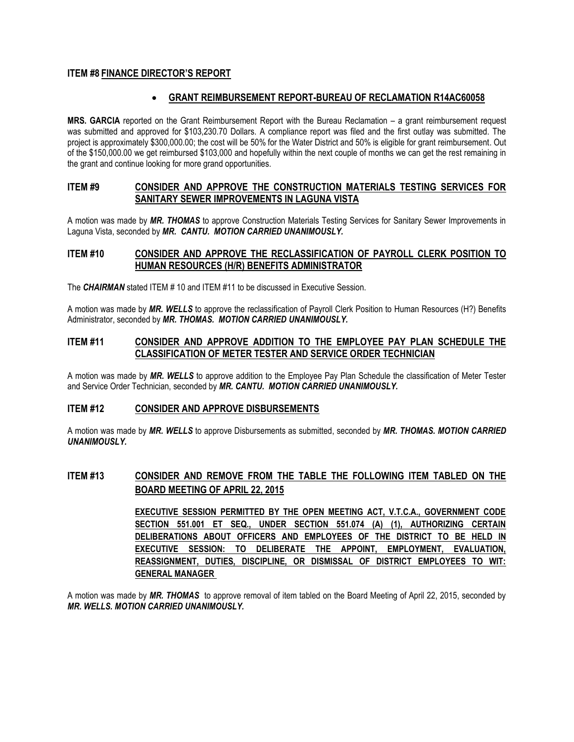## ITEM #8 FINANCE DIRECTOR'S REPORT

- **GRANT REIMBURSEMENT REPORT-BUREAU OF RECLAMATION R14AC60058**

**MRS. GARCIA** reported on the Grant Reimbursement Report with the Bureau Reclamation – a grant reimbursement request was submitted and approved for $103,230.70 Dollars. A compliance report was filed and the first outlay was submitted. The project is approximately $300,000.00; the cost will be 50% for the Water District and 50% is eligible for grant reimbursement. Out of the $150,000.00 we get reimbursed $103,000 and hopefully within the next couple of months we can get the rest remaining in the grant and continue looking for more grand opportunities.

## ITEM #9 CONSIDER AND APPROVE THE CONSTRUCTION MATERIALS TESTING SERVICES FOR SANITARY SEWER IMPROVEMENTS IN LAGUNA VISTA

A motion was made by ***MR. THOMAS*** to approve Construction Materials Testing Services for Sanitary Sewer Improvements in Laguna Vista, seconded by ***MR. CANTU. MOTION CARRIED UNANIMOUSLY.***

## ITEM #10 CONSIDER AND APPROVE THE RECLASSIFICATION OF PAYROLL CLERK POSITION TO HUMAN RESOURCES (H/R) BENEFITS ADMINISTRATOR

The ***CHAIRMAN*** stated ITEM # 10 and ITEM #11 to be discussed in Executive Session.

A motion was made by ***MR. WELLS*** to approve the reclassification of Payroll Clerk Position to Human Resources (H?) Benefits Administrator, seconded by ***MR. THOMAS. MOTION CARRIED UNANIMOUSLY.***

## ITEM #11 CONSIDER AND APPROVE ADDITION TO THE EMPLOYEE PAY PLAN SCHEDULE THE CLASSIFICATION OF METER TESTER AND SERVICE ORDER TECHNICIAN

A motion was made by ***MR. WELLS*** to approve addition to the Employee Pay Plan Schedule the classification of Meter Tester and Service Order Technician, seconded by ***MR. CANTU. MOTION CARRIED UNANIMOUSLY.***

## ITEM #12 CONSIDER AND APPROVE DISBURSEMENTS

A motion was made by ***MR. WELLS*** to approve Disbursements as submitted, seconded by ***MR. THOMAS. MOTION CARRIED UNANIMOUSLY.***

## ITEM #13 CONSIDER AND REMOVE FROM THE TABLE THE FOLLOWING ITEM TABLED ON THE BOARD MEETING OF APRIL 22, 2015

**EXECUTIVE SESSION PERMITTED BY THE OPEN MEETING ACT, V.T.C.A., GOVERNMENT CODE SECTION 551.001 ET SEQ., UNDER SECTION 551.074 (A) (1), AUTHORIZING CERTAIN DELIBERATIONS ABOUT OFFICERS AND EMPLOYEES OF THE DISTRICT TO BE HELD IN EXECUTIVE SESSION: TO DELIBERATE THE APPOINT, EMPLOYMENT, EVALUATION, REASSIGNMENT, DUTIES, DISCIPLINE, OR DISMISSAL OF DISTRICT EMPLOYEES TO WIT: GENERAL MANAGER**

A motion was made by ***MR. THOMAS*** to approve removal of item tabled on the Board Meeting of April 22, 2015, seconded by ***MR. WELLS. MOTION CARRIED UNANIMOUSLY.***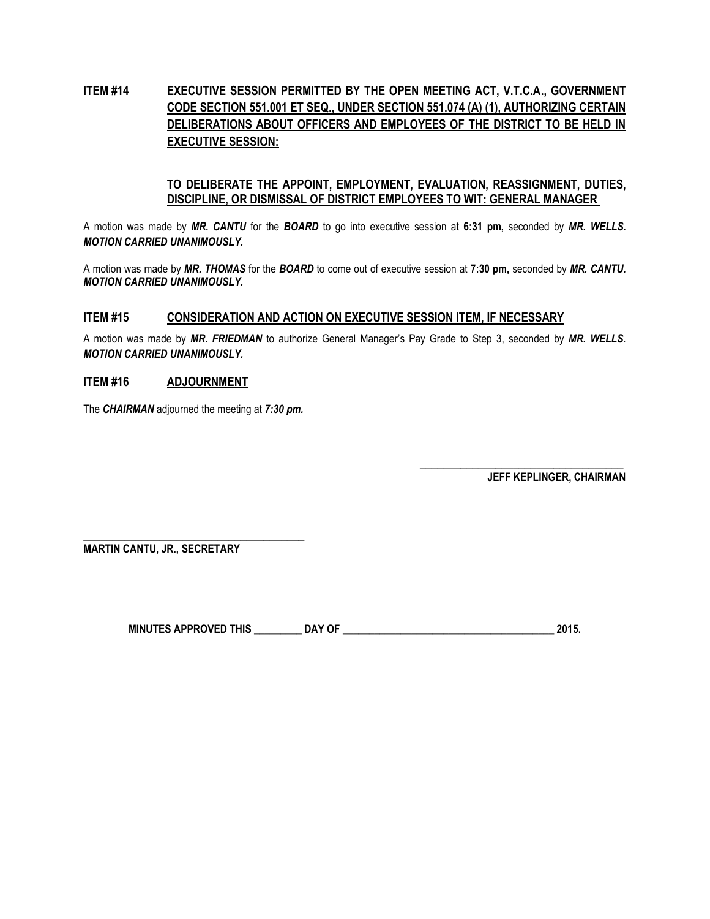**ITEM #14** **EXECUTIVE SESSION PERMITTED BY THE OPEN MEETING ACT, V.T.C.A., GOVERNMENT CODE SECTION 551.001 ET SEQ., UNDER SECTION 551.074 (A) (1), AUTHORIZING CERTAIN DELIBERATIONS ABOUT OFFICERS AND EMPLOYEES OF THE DISTRICT TO BE HELD IN EXECUTIVE SESSION:**

**TO DELIBERATE THE APPOINT, EMPLOYMENT, EVALUATION, REASSIGNMENT, DUTIES, DISCIPLINE, OR DISMISSAL OF DISTRICT EMPLOYEES TO WIT: GENERAL MANAGER**

A motion was made by ***MR. CANTU*** for the ***BOARD*** to go into executive session at **6:31 pm,** seconded by ***MR. WELLS. MOTION CARRIED UNANIMOUSLY.***

A motion was made by ***MR. THOMAS*** for the ***BOARD*** to come out of executive session at **7:30 pm,** seconded by ***MR. CANTU. MOTION CARRIED UNANIMOUSLY.***

**ITEM #15** **CONSIDERATION AND ACTION ON EXECUTIVE SESSION ITEM, IF NECESSARY**

A motion was made by ***MR. FRIEDMAN*** to authorize General Manager's Pay Grade to Step 3, seconded by ***MR. WELLS***. ***MOTION CARRIED UNANIMOUSLY.***

**ITEM #16** **ADJOURNMENT**

The ***CHAIRMAN*** adjourned the meeting at ***7:30 pm.***

\_\_\_\_\_\_\_\_\_\_\_\_\_\_\_\_\_\_\_\_\_\_\_\_\_\_\_\_\_\_\_\_\_\_\_\_\_\_\_\_
**JEFF KEPLINGER, CHAIRMAN**

\_\_\_\_\_\_\_\_\_\_\_\_\_\_\_\_\_\_\_\_\_\_\_\_\_\_\_\_\_\_\_\_\_\_\_\_\_\_\_\_
**MARTIN CANTU, JR., SECRETARY**

**MINUTES APPROVED THIS \_\_\_\_\_\_\_\_\_ DAY OF \_\_\_\_\_\_\_\_\_\_\_\_\_\_\_\_\_\_\_\_\_\_\_\_\_\_\_\_\_\_\_\_\_\_\_\_\_\_\_\_ 2015.**